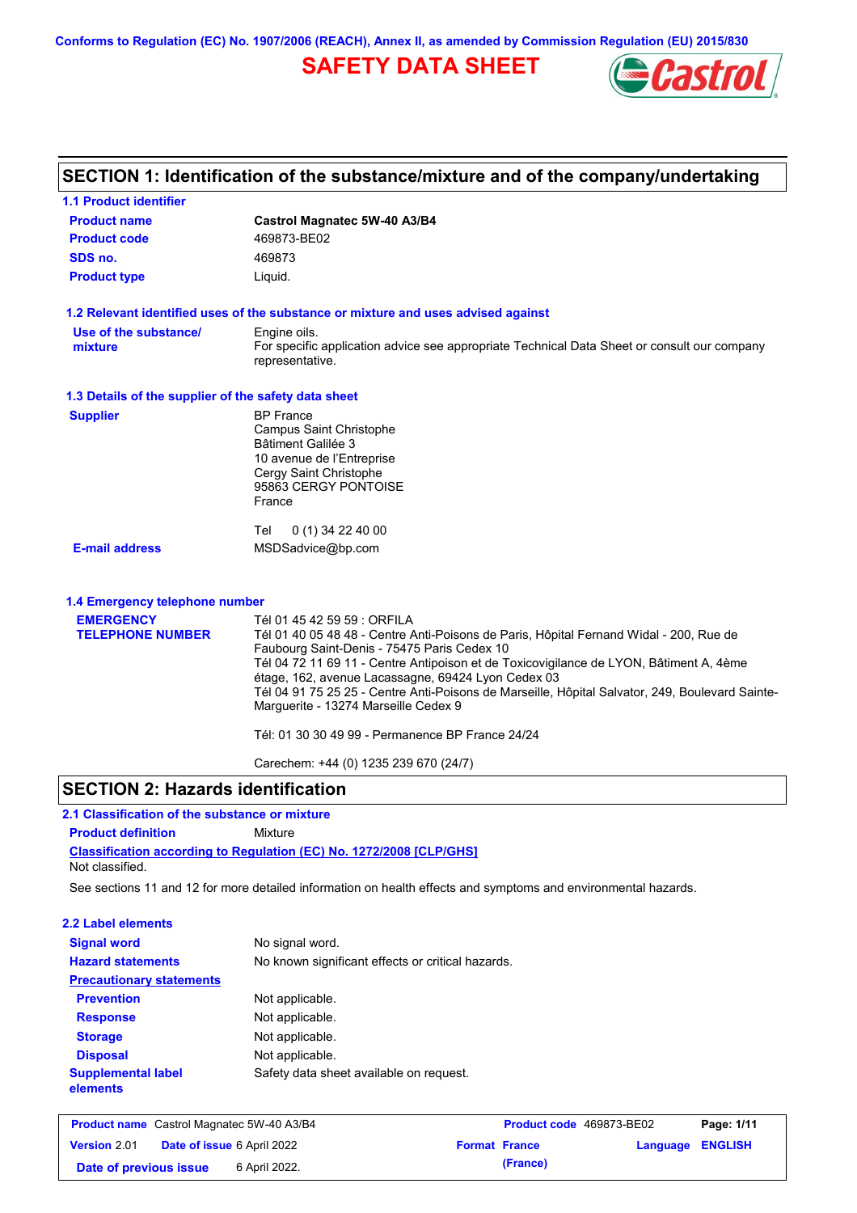Conforms to Regulation (EC) No. 1907/2006 (REACH), Annex II, as amended by Commission Regulation (EU) 2015/830

# SAFETY DATA SHEET

## SECTION 1: Identification of the substance/mixture and of the company/undertaking

### 1.1 Product identifier

**Product name** Castrol Magnatec 5W-40 A3/B4

**Product code** 469873-BE02

**SDS no.** 469873

**Product type** Liquid.

### 1.2 Relevant identified uses of the substance or mixture and uses advised against

**Use of the substance/mixture** Engine oils.
For specific application advice see appropriate Technical Data Sheet or consult our company representative.

### 1.3 Details of the supplier of the safety data sheet

**Supplier**
BP France
Campus Saint Christophe
Bâtiment Galilée 3
10 avenue de l'Entreprise
Cergy Saint Christophe
95863 CERGY PONTOISE
France

Tel 0 (1) 34 22 40 00

**E-mail address** MSDSadvice@bp.com

### 1.4 Emergency telephone number

**EMERGENCY TELEPHONE NUMBER**
Tél 01 45 42 59 59 : ORFILA
Tél 01 40 05 48 48 - Centre Anti-Poisons de Paris, Hôpital Fernand Widal - 200, Rue de Faubourg Saint-Denis - 75475 Paris Cedex 10
Tél 04 72 11 69 11 - Centre Antipoison et de Toxicovigilance de LYON, Bâtiment A, 4ème étage, 162, avenue Lacassagne, 69424 Lyon Cedex 03
Tél 04 91 75 25 25 - Centre Anti-Poisons de Marseille, Hôpital Salvator, 249, Boulevard Sainte-Marguerite - 13274 Marseille Cedex 9

Tél: 01 30 30 49 99 - Permanence BP France 24/24

Carechem: +44 (0) 1235 239 670 (24/7)

## SECTION 2: Hazards identification

### 2.1 Classification of the substance or mixture

**Product definition** Mixture

**Classification according to Regulation (EC) No. 1272/2008 [CLP/GHS]**
Not classified.

See sections 11 and 12 for more detailed information on health effects and symptoms and environmental hazards.

### 2.2 Label elements

**Signal word** No signal word.

**Hazard statements** No known significant effects or critical hazards.

**Precautionary statements**

**Prevention** Not applicable.

**Response** Not applicable.

**Storage** Not applicable.

**Disposal** Not applicable.

**Supplemental label elements** Safety data sheet available on request.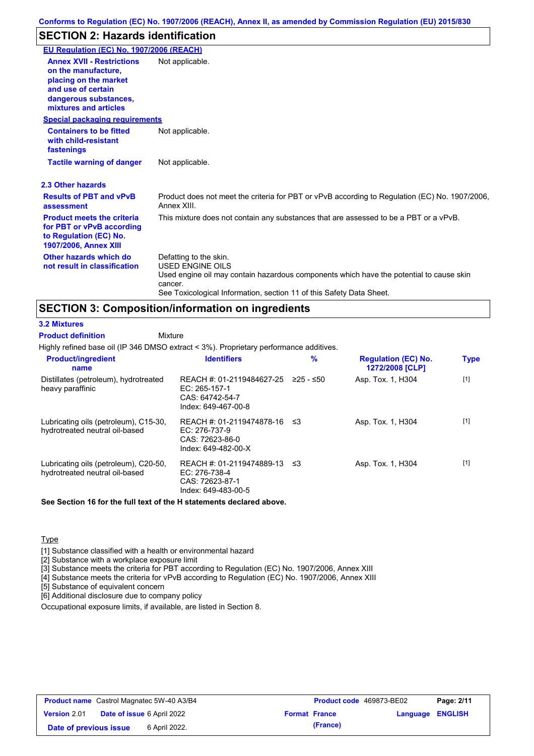## SECTION 2: Hazards identification

**EU Regulation (EC) No. 1907/2006 (REACH)**

| | |
|---|---|
| **Annex XVII - Restrictions on the manufacture, placing on the market and use of certain dangerous substances, mixtures and articles** | Not applicable. |

**Special packaging requirements**

| | |
|---|---|
| **Containers to be fitted with child-resistant fastenings** | Not applicable. |
| **Tactile warning of danger** | Not applicable. |

### 2.3 Other hazards

| | |
|---|---|
| **Results of PBT and vPvB assessment** | Product does not meet the criteria for PBT or vPvB according to Regulation (EC) No. 1907/2006, Annex XIII. |
| **Product meets the criteria for PBT or vPvB according to Regulation (EC) No. 1907/2006, Annex XIII** | This mixture does not contain any substances that are assessed to be a PBT or a vPvB. |
| **Other hazards which do not result in classification** | Defatting to the skin.<br>USED ENGINE OILS<br>Used engine oil may contain hazardous components which have the potential to cause skin cancer.<br>See Toxicological Information, section 11 of this Safety Data Sheet. |

## SECTION 3: Composition/information on ingredients

### 3.2 Mixtures

**Product definition** Mixture

Highly refined base oil (IP 346 DMSO extract < 3%). Proprietary performance additives.

| Product/ingredient name | Identifiers | % | Regulation (EC) No. 1272/2008 [CLP] | Type |
|---|---|---|---|---|
| Distillates (petroleum), hydrotreated heavy paraffinic | REACH #: 01-2119484627-25<br>EC: 265-157-1<br>CAS: 64742-54-7<br>Index: 649-467-00-8 | ≥25 - ≤50 | Asp. Tox. 1, H304 | [1] |
| Lubricating oils (petroleum), C15-30, hydrotreated neutral oil-based | REACH #: 01-2119474878-16<br>EC: 276-737-9<br>CAS: 72623-86-0<br>Index: 649-482-00-X | ≤3 | Asp. Tox. 1, H304 | [1] |
| Lubricating oils (petroleum), C20-50, hydrotreated neutral oil-based | REACH #: 01-2119474889-13<br>EC: 276-738-4<br>CAS: 72623-87-1<br>Index: 649-483-00-5 | ≤3 | Asp. Tox. 1, H304 | [1] |

**See Section 16 for the full text of the H statements declared above.**

Type

[1] Substance classified with a health or environmental hazard
[2] Substance with a workplace exposure limit
[3] Substance meets the criteria for PBT according to Regulation (EC) No. 1907/2006, Annex XIII
[4] Substance meets the criteria for vPvB according to Regulation (EC) No. 1907/2006, Annex XIII
[5] Substance of equivalent concern
[6] Additional disclosure due to company policy

Occupational exposure limits, if available, are listed in Section 8.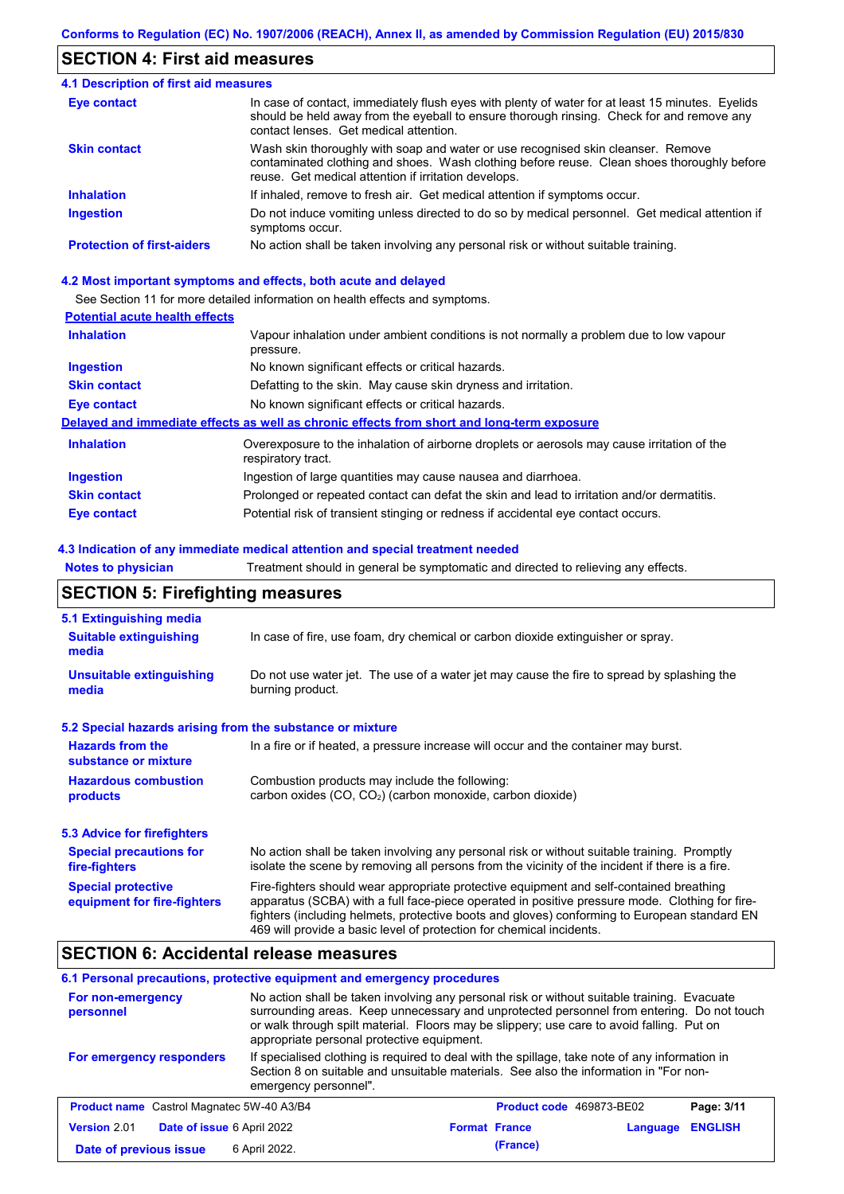## SECTION 4: First aid measures

### 4.1 Description of first aid measures

| | |
|---|---|
| **Eye contact** | In case of contact, immediately flush eyes with plenty of water for at least 15 minutes. Eyelids should be held away from the eyeball to ensure thorough rinsing. Check for and remove any contact lenses. Get medical attention. |
| **Skin contact** | Wash skin thoroughly with soap and water or use recognised skin cleanser. Remove contaminated clothing and shoes. Wash clothing before reuse. Clean shoes thoroughly before reuse. Get medical attention if irritation develops. |
| **Inhalation** | If inhaled, remove to fresh air. Get medical attention if symptoms occur. |
| **Ingestion** | Do not induce vomiting unless directed to do so by medical personnel. Get medical attention if symptoms occur. |
| **Protection of first-aiders** | No action shall be taken involving any personal risk or without suitable training. |

### 4.2 Most important symptoms and effects, both acute and delayed

See Section 11 for more detailed information on health effects and symptoms.

**Potential acute health effects**

| | |
|---|---|
| **Inhalation** | Vapour inhalation under ambient conditions is not normally a problem due to low vapour pressure. |
| **Ingestion** | No known significant effects or critical hazards. |
| **Skin contact** | Defatting to the skin. May cause skin dryness and irritation. |
| **Eye contact** | No known significant effects or critical hazards. |

**Delayed and immediate effects as well as chronic effects from short and long-term exposure**

| | |
|---|---|
| **Inhalation** | Overexposure to the inhalation of airborne droplets or aerosols may cause irritation of the respiratory tract. |
| **Ingestion** | Ingestion of large quantities may cause nausea and diarrhoea. |
| **Skin contact** | Prolonged or repeated contact can defat the skin and lead to irritation and/or dermatitis. |
| **Eye contact** | Potential risk of transient stinging or redness if accidental eye contact occurs. |

### 4.3 Indication of any immediate medical attention and special treatment needed

| | |
|---|---|
| **Notes to physician** | Treatment should in general be symptomatic and directed to relieving any effects. |

## SECTION 5: Firefighting measures

### 5.1 Extinguishing media

| | |
|---|---|
| **Suitable extinguishing media** | In case of fire, use foam, dry chemical or carbon dioxide extinguisher or spray. |
| **Unsuitable extinguishing media** | Do not use water jet. The use of a water jet may cause the fire to spread by splashing the burning product. |

### 5.2 Special hazards arising from the substance or mixture

| | |
|---|---|
| **Hazards from the substance or mixture** | In a fire or if heated, a pressure increase will occur and the container may burst. |
| **Hazardous combustion products** | Combustion products may include the following: carbon oxides (CO, $CO_2$) (carbon monoxide, carbon dioxide) |

### 5.3 Advice for firefighters

| | |
|---|---|
| **Special precautions for fire-fighters** | No action shall be taken involving any personal risk or without suitable training. Promptly isolate the scene by removing all persons from the vicinity of the incident if there is a fire. |
| **Special protective equipment for fire-fighters** | Fire-fighters should wear appropriate protective equipment and self-contained breathing apparatus (SCBA) with a full face-piece operated in positive pressure mode. Clothing for fire-fighters (including helmets, protective boots and gloves) conforming to European standard EN 469 will provide a basic level of protection for chemical incidents. |

## SECTION 6: Accidental release measures

### 6.1 Personal precautions, protective equipment and emergency procedures

| | |
|---|---|
| **For non-emergency personnel** | No action shall be taken involving any personal risk or without suitable training. Evacuate surrounding areas. Keep unnecessary and unprotected personnel from entering. Do not touch or walk through spilt material. Floors may be slippery; use care to avoid falling. Put on appropriate personal protective equipment. |
| **For emergency responders** | If specialised clothing is required to deal with the spillage, take note of any information in Section 8 on suitable and unsuitable materials. See also the information in "For non-emergency personnel". |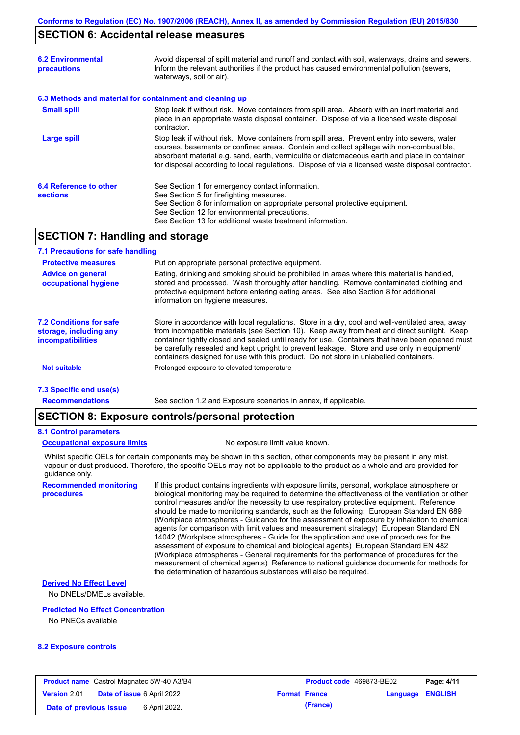## SECTION 6: Accidental release measures

**6.2 Environmental precautions**

Avoid dispersal of spilt material and runoff and contact with soil, waterways, drains and sewers. Inform the relevant authorities if the product has caused environmental pollution (sewers, waterways, soil or air).

**6.3 Methods and material for containment and cleaning up**

**Small spill**

Stop leak if without risk. Move containers from spill area. Absorb with an inert material and place in an appropriate waste disposal container. Dispose of via a licensed waste disposal contractor.

**Large spill**

Stop leak if without risk. Move containers from spill area. Prevent entry into sewers, water courses, basements or confined areas. Contain and collect spillage with non-combustible, absorbent material e.g. sand, earth, vermiculite or diatomaceous earth and place in container for disposal according to local regulations. Dispose of via a licensed waste disposal contractor.

**6.4 Reference to other sections**

See Section 1 for emergency contact information.
See Section 5 for firefighting measures.
See Section 8 for information on appropriate personal protective equipment.
See Section 12 for environmental precautions.
See Section 13 for additional waste treatment information.

## SECTION 7: Handling and storage

**7.1 Precautions for safe handling**

**Protective measures**

Put on appropriate personal protective equipment.

**Advice on general occupational hygiene**

Eating, drinking and smoking should be prohibited in areas where this material is handled, stored and processed. Wash thoroughly after handling. Remove contaminated clothing and protective equipment before entering eating areas. See also Section 8 for additional information on hygiene measures.

**7.2 Conditions for safe storage, including any incompatibilities**

Store in accordance with local regulations. Store in a dry, cool and well-ventilated area, away from incompatible materials (see Section 10). Keep away from heat and direct sunlight. Keep container tightly closed and sealed until ready for use. Containers that have been opened must be carefully resealed and kept upright to prevent leakage. Store and use only in equipment/ containers designed for use with this product. Do not store in unlabelled containers.

**Not suitable**

Prolonged exposure to elevated temperature

**7.3 Specific end use(s)**

**Recommendations**

See section 1.2 and Exposure scenarios in annex, if applicable.

## SECTION 8: Exposure controls/personal protection

**8.1 Control parameters**

**Occupational exposure limits**

No exposure limit value known.

Whilst specific OELs for certain components may be shown in this section, other components may be present in any mist, vapour or dust produced. Therefore, the specific OELs may not be applicable to the product as a whole and are provided for guidance only.

**Recommended monitoring procedures**

If this product contains ingredients with exposure limits, personal, workplace atmosphere or biological monitoring may be required to determine the effectiveness of the ventilation or other control measures and/or the necessity to use respiratory protective equipment. Reference should be made to monitoring standards, such as the following: European Standard EN 689 (Workplace atmospheres - Guidance for the assessment of exposure by inhalation to chemical agents for comparison with limit values and measurement strategy) European Standard EN 14042 (Workplace atmospheres - Guide for the application and use of procedures for the assessment of exposure to chemical and biological agents) European Standard EN 482 (Workplace atmospheres - General requirements for the performance of procedures for the measurement of chemical agents) Reference to national guidance documents for methods for the determination of hazardous substances will also be required.

**Derived No Effect Level**

No DNELs/DMELs available.

**Predicted No Effect Concentration**

No PNECs available

**8.2 Exposure controls**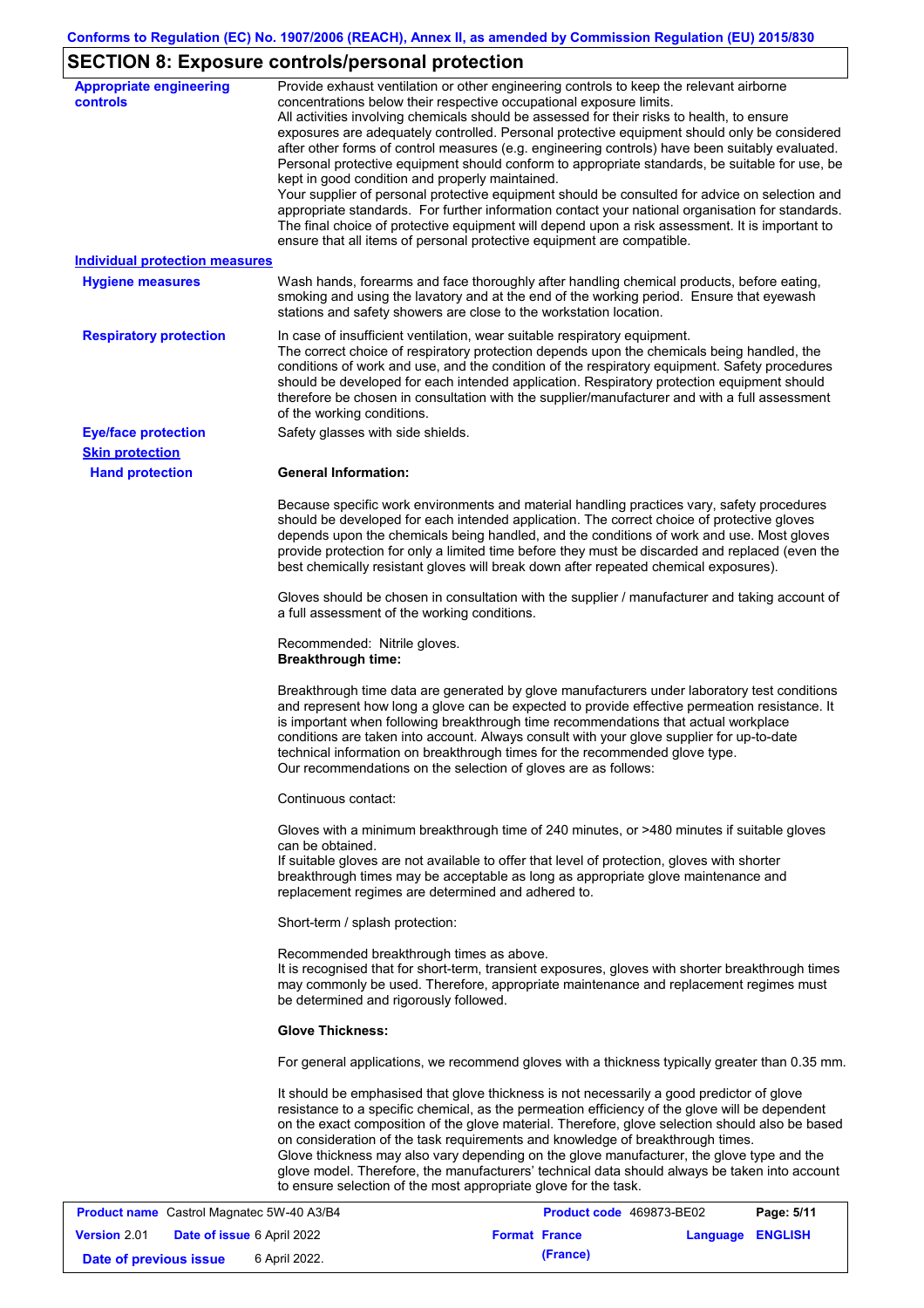## SECTION 8: Exposure controls/personal protection

**Appropriate engineering controls**

Provide exhaust ventilation or other engineering controls to keep the relevant airborne concentrations below their respective occupational exposure limits.
All activities involving chemicals should be assessed for their risks to health, to ensure exposures are adequately controlled. Personal protective equipment should only be considered after other forms of control measures (e.g. engineering controls) have been suitably evaluated. Personal protective equipment should conform to appropriate standards, be suitable for use, be kept in good condition and properly maintained.
Your supplier of personal protective equipment should be consulted for advice on selection and appropriate standards. For further information contact your national organisation for standards. The final choice of protective equipment will depend upon a risk assessment. It is important to ensure that all items of personal protective equipment are compatible.

**Individual protection measures**

**Hygiene measures**

Wash hands, forearms and face thoroughly after handling chemical products, before eating, smoking and using the lavatory and at the end of the working period. Ensure that eyewash stations and safety showers are close to the workstation location.

**Respiratory protection**

In case of insufficient ventilation, wear suitable respiratory equipment.
The correct choice of respiratory protection depends upon the chemicals being handled, the conditions of work and use, and the condition of the respiratory equipment. Safety procedures should be developed for each intended application. Respiratory protection equipment should therefore be chosen in consultation with the supplier/manufacturer and with a full assessment of the working conditions.

**Eye/face protection**

Safety glasses with side shields.

**Skin protection**

**Hand protection**

**General Information:**

Because specific work environments and material handling practices vary, safety procedures should be developed for each intended application. The correct choice of protective gloves depends upon the chemicals being handled, and the conditions of work and use. Most gloves provide protection for only a limited time before they must be discarded and replaced (even the best chemically resistant gloves will break down after repeated chemical exposures).

Gloves should be chosen in consultation with the supplier / manufacturer and taking account of a full assessment of the working conditions.

Recommended: Nitrile gloves.
**Breakthrough time:**

Breakthrough time data are generated by glove manufacturers under laboratory test conditions and represent how long a glove can be expected to provide effective permeation resistance. It is important when following breakthrough time recommendations that actual workplace conditions are taken into account. Always consult with your glove supplier for up-to-date technical information on breakthrough times for the recommended glove type.
Our recommendations on the selection of gloves are as follows:

Continuous contact:

Gloves with a minimum breakthrough time of 240 minutes, or >480 minutes if suitable gloves can be obtained.
If suitable gloves are not available to offer that level of protection, gloves with shorter breakthrough times may be acceptable as long as appropriate glove maintenance and replacement regimes are determined and adhered to.

Short-term / splash protection:

Recommended breakthrough times as above.
It is recognised that for short-term, transient exposures, gloves with shorter breakthrough times may commonly be used. Therefore, appropriate maintenance and replacement regimes must be determined and rigorously followed.

**Glove Thickness:**

For general applications, we recommend gloves with a thickness typically greater than 0.35 mm.

It should be emphasised that glove thickness is not necessarily a good predictor of glove resistance to a specific chemical, as the permeation efficiency of the glove will be dependent on the exact composition of the glove material. Therefore, glove selection should also be based on consideration of the task requirements and knowledge of breakthrough times.
Glove thickness may also vary depending on the glove manufacturer, the glove type and the glove model. Therefore, the manufacturers' technical data should always be taken into account to ensure selection of the most appropriate glove for the task.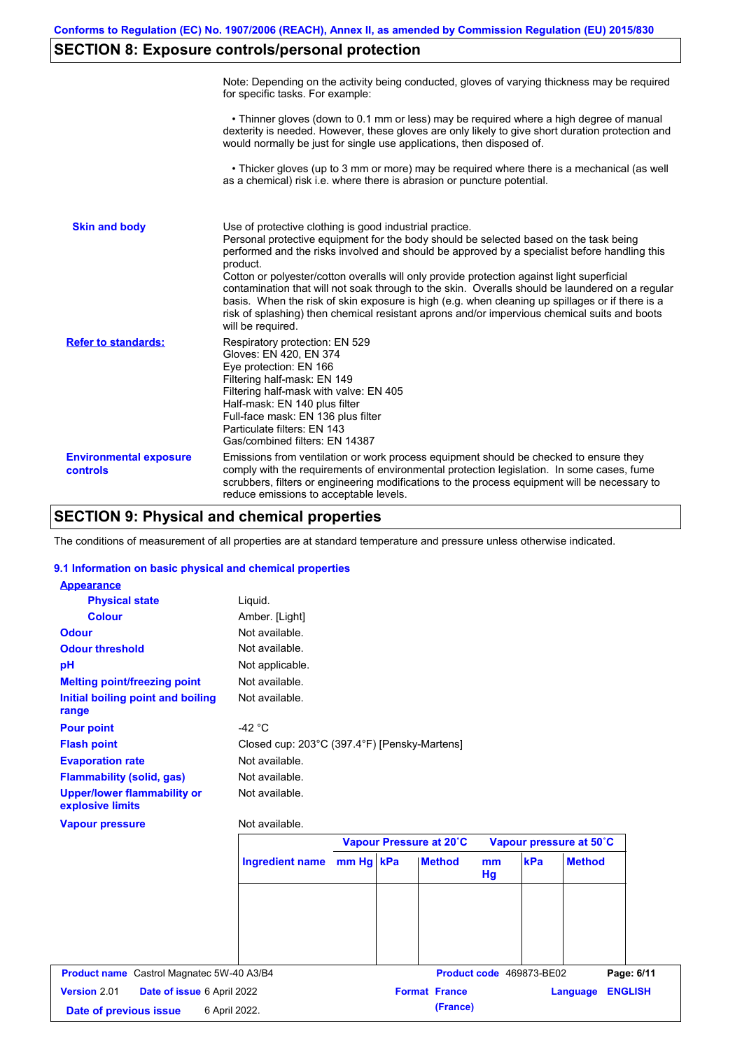## SECTION 8: Exposure controls/personal protection

Note: Depending on the activity being conducted, gloves of varying thickness may be required for specific tasks. For example:

• Thinner gloves (down to 0.1 mm or less) may be required where a high degree of manual dexterity is needed. However, these gloves are only likely to give short duration protection and would normally be just for single use applications, then disposed of.

• Thicker gloves (up to 3 mm or more) may be required where there is a mechanical (as well as a chemical) risk i.e. where there is abrasion or puncture potential.

**Skin and body**

Use of protective clothing is good industrial practice.
Personal protective equipment for the body should be selected based on the task being performed and the risks involved and should be approved by a specialist before handling this product.
Cotton or polyester/cotton overalls will only provide protection against light superficial contamination that will not soak through to the skin. Overalls should be laundered on a regular basis. When the risk of skin exposure is high (e.g. when cleaning up spillages or if there is a risk of splashing) then chemical resistant aprons and/or impervious chemical suits and boots will be required.

**Refer to standards:**

Respiratory protection: EN 529
Gloves: EN 420, EN 374
Eye protection: EN 166
Filtering half-mask: EN 149
Filtering half-mask with valve: EN 405
Half-mask: EN 140 plus filter
Full-face mask: EN 136 plus filter
Particulate filters: EN 143
Gas/combined filters: EN 14387

**Environmental exposure controls**

Emissions from ventilation or work process equipment should be checked to ensure they comply with the requirements of environmental protection legislation. In some cases, fume scrubbers, filters or engineering modifications to the process equipment will be necessary to reduce emissions to acceptable levels.

## SECTION 9: Physical and chemical properties

The conditions of measurement of all properties are at standard temperature and pressure unless otherwise indicated.

### 9.1 Information on basic physical and chemical properties

**Appearance**

| | |
|---|---|
| **Physical state** | Liquid. |
| **Colour** | Amber. [Light] |
| **Odour** | Not available. |
| **Odour threshold** | Not available. |
| **pH** | Not applicable. |
| **Melting point/freezing point** | Not available. |
| **Initial boiling point and boiling range** | Not available. |
| **Pour point** | -42 °C |
| **Flash point** | Closed cup: 203°C (397.4°F) [Pensky-Martens] |
| **Evaporation rate** | Not available. |
| **Flammability (solid, gas)** | Not available. |
| **Upper/lower flammability or explosive limits** | Not available. |
| **Vapour pressure** | Not available. |

| | Vapour Pressure at 20˚C | | | Vapour pressure at 50˚C | | |
|---|---|---|---|---|---|---|
| **Ingredient name** | **mm Hg** | **kPa** | **Method** | **mm Hg** | **kPa** | **Method** |
| | | | | | | |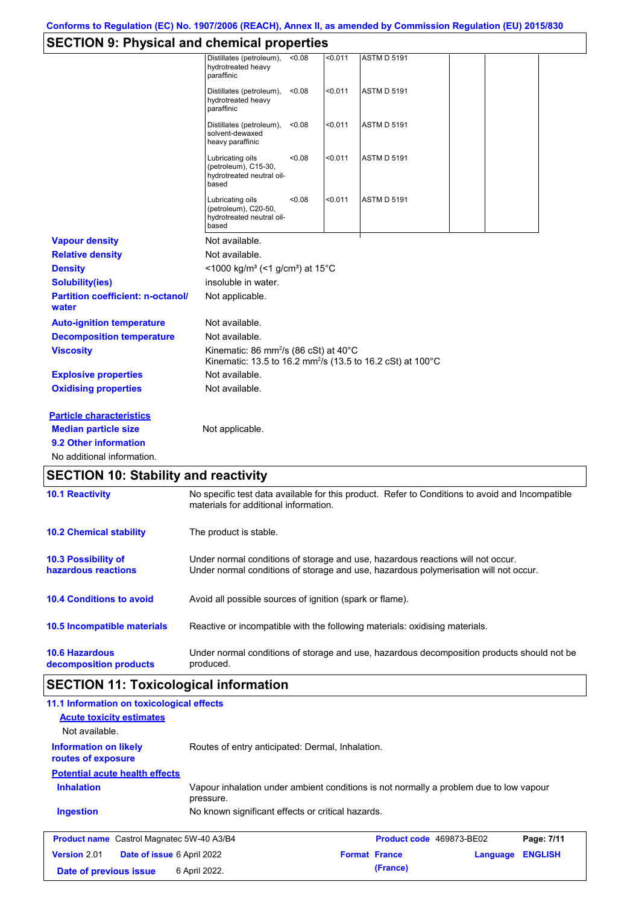## SECTION 9: Physical and chemical properties

| | | | | | |
|---|---|---|---|---|---|
| Distillates (petroleum), hydrotreated heavy paraffinic | <0.08 | <0.011 | ASTM D 5191 | | |
| Distillates (petroleum), hydrotreated heavy paraffinic | <0.08 | <0.011 | ASTM D 5191 | | |
| Distillates (petroleum), solvent-dewaxed heavy paraffinic | <0.08 | <0.011 | ASTM D 5191 | | |
| Lubricating oils (petroleum), C15-30, hydrotreated neutral oil-based | <0.08 | <0.011 | ASTM D 5191 | | |
| Lubricating oils (petroleum), C20-50, hydrotreated neutral oil-based | <0.08 | <0.011 | ASTM D 5191 | | |

**Vapour density** Not available.

**Relative density** Not available.

**Density** <1000 kg/m³ (<1 g/cm³) at 15°C

**Solubility(ies)** insoluble in water.

**Partition coefficient: n-octanol/ water** Not applicable.

**Auto-ignition temperature** Not available.

**Decomposition temperature** Not available.

**Viscosity** Kinematic: 86 mm²/s (86 cSt) at 40°C
Kinematic: 13.5 to 16.2 mm²/s (13.5 to 16.2 cSt) at 100°C

**Explosive properties** Not available.

**Oxidising properties** Not available.

**Particle characteristics**

**Median particle size** Not applicable.

**9.2 Other information**

No additional information.

## SECTION 10: Stability and reactivity

**10.1 Reactivity** No specific test data available for this product. Refer to Conditions to avoid and Incompatible materials for additional information.

**10.2 Chemical stability** The product is stable.

**10.3 Possibility of hazardous reactions** Under normal conditions of storage and use, hazardous reactions will not occur.
Under normal conditions of storage and use, hazardous polymerisation will not occur.

**10.4 Conditions to avoid** Avoid all possible sources of ignition (spark or flame).

**10.5 Incompatible materials** Reactive or incompatible with the following materials: oxidising materials.

**10.6 Hazardous decomposition products** Under normal conditions of storage and use, hazardous decomposition products should not be produced.

## SECTION 11: Toxicological information

**11.1 Information on toxicological effects**

**Acute toxicity estimates**

Not available.

**Information on likely routes of exposure** Routes of entry anticipated: Dermal, Inhalation.

**Potential acute health effects**

**Inhalation** Vapour inhalation under ambient conditions is not normally a problem due to low vapour pressure.

**Ingestion** No known significant effects or critical hazards.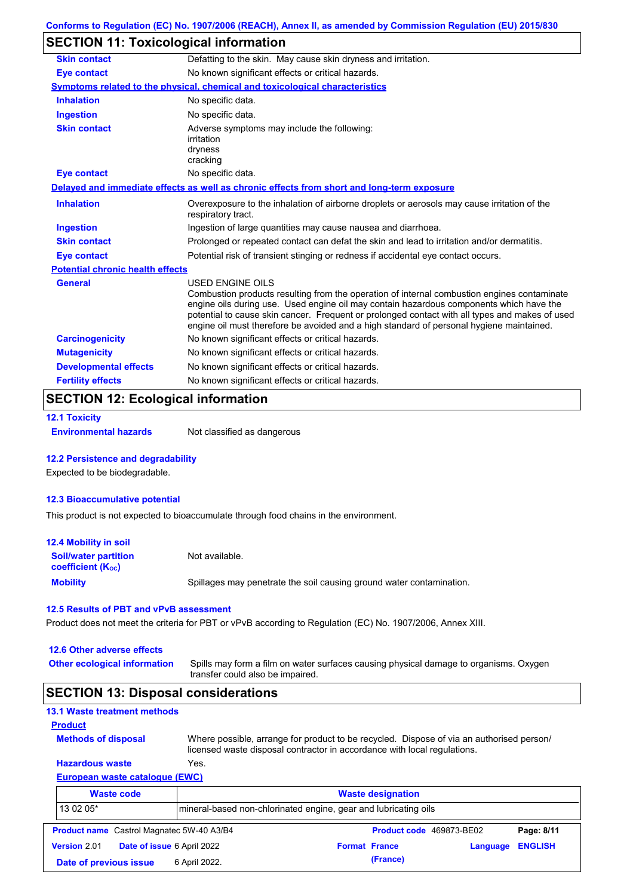## SECTION 11: Toxicological information

| | |
|---|---|
| **Skin contact** | Defatting to the skin. May cause skin dryness and irritation. |
| **Eye contact** | No known significant effects or critical hazards. |

**Symptoms related to the physical, chemical and toxicological characteristics**

| | |
|---|---|
| **Inhalation** | No specific data. |
| **Ingestion** | No specific data. |
| **Skin contact** | Adverse symptoms may include the following: irritation dryness cracking |
| **Eye contact** | No specific data. |

**Delayed and immediate effects as well as chronic effects from short and long-term exposure**

| | |
|---|---|
| **Inhalation** | Overexposure to the inhalation of airborne droplets or aerosols may cause irritation of the respiratory tract. |
| **Ingestion** | Ingestion of large quantities may cause nausea and diarrhoea. |
| **Skin contact** | Prolonged or repeated contact can defat the skin and lead to irritation and/or dermatitis. |
| **Eye contact** | Potential risk of transient stinging or redness if accidental eye contact occurs. |

**Potential chronic health effects**

| | |
|---|---|
| **General** | USED ENGINE OILS Combustion products resulting from the operation of internal combustion engines contaminate engine oils during use. Used engine oil may contain hazardous components which have the potential to cause skin cancer. Frequent or prolonged contact with all types and makes of used engine oil must therefore be avoided and a high standard of personal hygiene maintained. |
| **Carcinogenicity** | No known significant effects or critical hazards. |
| **Mutagenicity** | No known significant effects or critical hazards. |
| **Developmental effects** | No known significant effects or critical hazards. |
| **Fertility effects** | No known significant effects or critical hazards. |

## SECTION 12: Ecological information

### 12.1 Toxicity

**Environmental hazards** Not classified as dangerous

### 12.2 Persistence and degradability

Expected to be biodegradable.

### 12.3 Bioaccumulative potential

This product is not expected to bioaccumulate through food chains in the environment.

### 12.4 Mobility in soil

| | |
|---|---|
| **Soil/water partition coefficient ($K_{OC}$)** | Not available. |
| **Mobility** | Spillages may penetrate the soil causing ground water contamination. |

### 12.5 Results of PBT and vPvB assessment

Product does not meet the criteria for PBT or vPvB according to Regulation (EC) No. 1907/2006, Annex XIII.

### 12.6 Other adverse effects

**Other ecological information** Spills may form a film on water surfaces causing physical damage to organisms. Oxygen transfer could also be impaired.

## SECTION 13: Disposal considerations

### 13.1 Waste treatment methods

**Product**

| | |
|---|---|
| **Methods of disposal** | Where possible, arrange for product to be recycled. Dispose of via an authorised person/ licensed waste disposal contractor in accordance with local regulations. |
| **Hazardous waste** | Yes. |

**European waste catalogue (EWC)**

| Waste code | Waste designation |
|---|---|
| 13 02 05* | mineral-based non-chlorinated engine, gear and lubricating oils |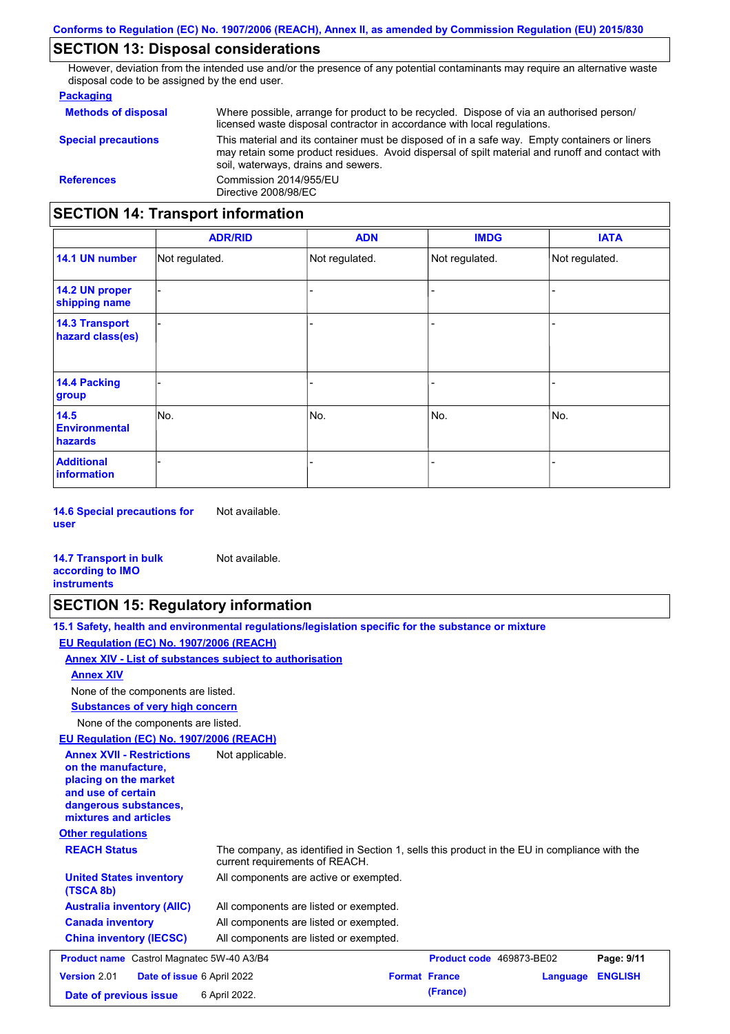## SECTION 13: Disposal considerations

However, deviation from the intended use and/or the presence of any potential contaminants may require an alternative waste disposal code to be assigned by the end user.

**Packaging**

**Methods of disposal**: Where possible, arrange for product to be recycled. Dispose of via an authorised person/ licensed waste disposal contractor in accordance with local regulations.

**Special precautions**: This material and its container must be disposed of in a safe way. Empty containers or liners may retain some product residues. Avoid dispersal of spilt material and runoff and contact with soil, waterways, drains and sewers.

**References**: Commission 2014/955/EU
Directive 2008/98/EC

## SECTION 14: Transport information

| | ADR/RID | ADN | IMDG | IATA |
|---|---|---|---|---|
| **14.1 UN number** | Not regulated. | Not regulated. | Not regulated. | Not regulated. |
| **14.2 UN proper shipping name** | - | - | - | - |
| **14.3 Transport hazard class(es)** | - | - | - | - |
| **14.4 Packing group** | - | - | - | - |
| **14.5 Environmental hazards** | No. | No. | No. | No. |
| **Additional information** | - | - | - | - |

**14.6 Special precautions for user**: Not available.

**14.7 Transport in bulk according to IMO instruments**: Not available.

## SECTION 15: Regulatory information

**15.1 Safety, health and environmental regulations/legislation specific for the substance or mixture**

**EU Regulation (EC) No. 1907/2006 (REACH)**

**Annex XIV - List of substances subject to authorisation**

**Annex XIV**

None of the components are listed.

**Substances of very high concern**

None of the components are listed.

**EU Regulation (EC) No. 1907/2006 (REACH)**

**Annex XVII - Restrictions on the manufacture, placing on the market and use of certain dangerous substances, mixtures and articles**: Not applicable.

**Other regulations**

**REACH Status**: The company, as identified in Section 1, sells this product in the EU in compliance with the current requirements of REACH.

**United States inventory (TSCA 8b)**: All components are active or exempted.

**Australia inventory (AIIC)**: All components are listed or exempted.

**Canada inventory**: All components are listed or exempted.

**China inventory (IECSC)**: All components are listed or exempted.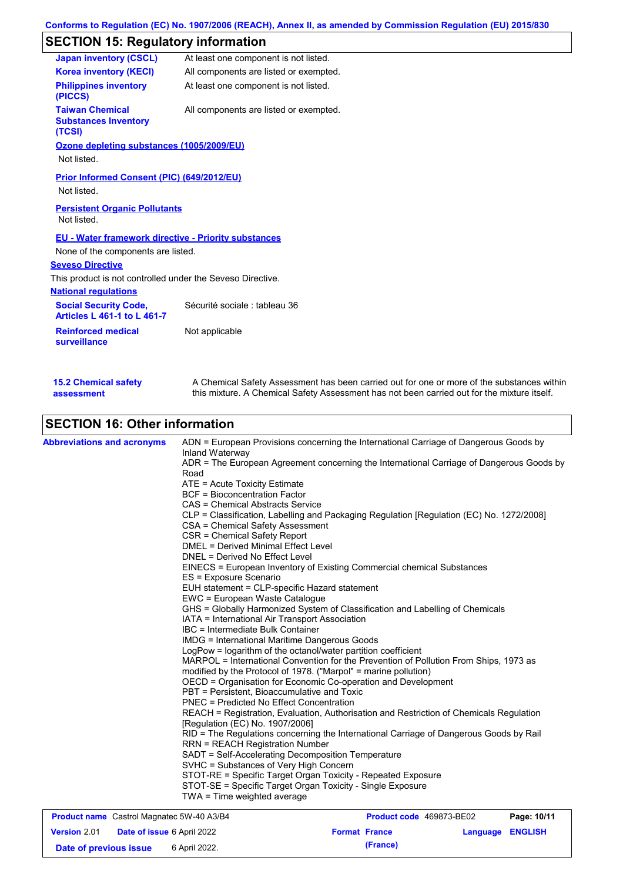## SECTION 15: Regulatory information

| | |
|---|---|
| **Japan inventory (CSCL)** | At least one component is not listed. |
| **Korea inventory (KECI)** | All components are listed or exempted. |
| **Philippines inventory (PICCS)** | At least one component is not listed. |
| **Taiwan Chemical Substances Inventory (TCSI)** | All components are listed or exempted. |

**Ozone depleting substances (1005/2009/EU)**

Not listed.

**Prior Informed Consent (PIC) (649/2012/EU)**

Not listed.

**Persistent Organic Pollutants**

Not listed.

**EU - Water framework directive - Priority substances**

None of the components are listed.

**Seveso Directive**

This product is not controlled under the Seveso Directive.

**National regulations**

| | |
|---|---|
| **Social Security Code, Articles L 461-1 to L 461-7** | Sécurité sociale : tableau 36 |
| **Reinforced medical surveillance** | Not applicable |

**15.2 Chemical safety assessment**

A Chemical Safety Assessment has been carried out for one or more of the substances within this mixture. A Chemical Safety Assessment has not been carried out for the mixture itself.

## SECTION 16: Other information

**Abbreviations and acronyms**

ADN = European Provisions concerning the International Carriage of Dangerous Goods by Inland Waterway
ADR = The European Agreement concerning the International Carriage of Dangerous Goods by Road
ATE = Acute Toxicity Estimate
BCF = Bioconcentration Factor
CAS = Chemical Abstracts Service
CLP = Classification, Labelling and Packaging Regulation [Regulation (EC) No. 1272/2008]
CSA = Chemical Safety Assessment
CSR = Chemical Safety Report
DMEL = Derived Minimal Effect Level
DNEL = Derived No Effect Level
EINECS = European Inventory of Existing Commercial chemical Substances
ES = Exposure Scenario
EUH statement = CLP-specific Hazard statement
EWC = European Waste Catalogue
GHS = Globally Harmonized System of Classification and Labelling of Chemicals
IATA = International Air Transport Association
IBC = Intermediate Bulk Container
IMDG = International Maritime Dangerous Goods
LogPow = logarithm of the octanol/water partition coefficient
MARPOL = International Convention for the Prevention of Pollution From Ships, 1973 as modified by the Protocol of 1978. ("Marpol" = marine pollution)
OECD = Organisation for Economic Co-operation and Development
PBT = Persistent, Bioaccumulative and Toxic
PNEC = Predicted No Effect Concentration
REACH = Registration, Evaluation, Authorisation and Restriction of Chemicals Regulation [Regulation (EC) No. 1907/2006]
RID = The Regulations concerning the International Carriage of Dangerous Goods by Rail
RRN = REACH Registration Number
SADT = Self-Accelerating Decomposition Temperature
SVHC = Substances of Very High Concern
STOT-RE = Specific Target Organ Toxicity - Repeated Exposure
STOT-SE = Specific Target Organ Toxicity - Single Exposure
TWA = Time weighted average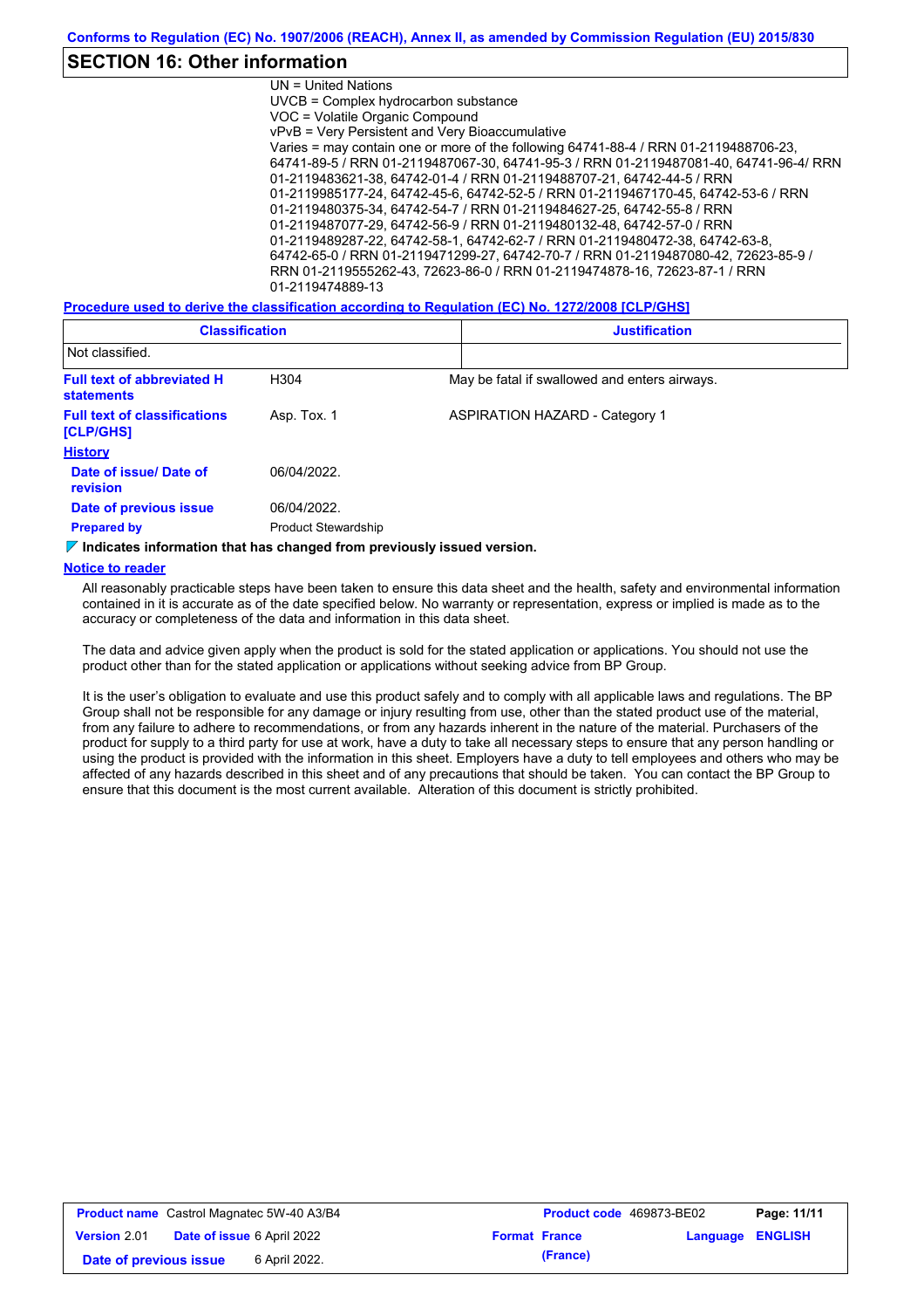## SECTION 16: Other information

UN = United Nations
UVCB = Complex hydrocarbon substance
VOC = Volatile Organic Compound
vPvB = Very Persistent and Very Bioaccumulative
Varies = may contain one or more of the following 64741-88-4 / RRN 01-2119488706-23, 64741-89-5 / RRN 01-2119487067-30, 64741-95-3 / RRN 01-2119487081-40, 64741-96-4/ RRN 01-2119483621-38, 64742-01-4 / RRN 01-2119488707-21, 64742-44-5 / RRN 01-2119985177-24, 64742-45-6, 64742-52-5 / RRN 01-2119467170-45, 64742-53-6 / RRN 01-2119480375-34, 64742-54-7 / RRN 01-2119484627-25, 64742-55-8 / RRN 01-2119487077-29, 64742-56-9 / RRN 01-2119480132-48, 64742-57-0 / RRN 01-2119489287-22, 64742-58-1, 64742-62-7 / RRN 01-2119480472-38, 64742-63-8, 64742-65-0 / RRN 01-2119471299-27, 64742-70-7 / RRN 01-2119487080-42, 72623-85-9 / RRN 01-2119555262-43, 72623-86-0 / RRN 01-2119474878-16, 72623-87-1 / RRN 01-2119474889-13

**Procedure used to derive the classification according to Regulation (EC) No. 1272/2008 [CLP/GHS]**

| Classification | Justification |
|---|---|
| Not classified. | |

| | | |
|---|---|---|
| **Full text of abbreviated H statements** | H304 | May be fatal if swallowed and enters airways. |
| **Full text of classifications [CLP/GHS]** | Asp. Tox. 1 | ASPIRATION HAZARD - Category 1 |

**History**

| | |
|---|---|
| **Date of issue/ Date of revision** | 06/04/2022. |
| **Date of previous issue** | 06/04/2022. |
| **Prepared by** | Product Stewardship |

**Indicates information that has changed from previously issued version.**

**Notice to reader**

All reasonably practicable steps have been taken to ensure this data sheet and the health, safety and environmental information contained in it is accurate as of the date specified below. No warranty or representation, express or implied is made as to the accuracy or completeness of the data and information in this data sheet.

The data and advice given apply when the product is sold for the stated application or applications. You should not use the product other than for the stated application or applications without seeking advice from BP Group.

It is the user's obligation to evaluate and use this product safely and to comply with all applicable laws and regulations. The BP Group shall not be responsible for any damage or injury resulting from use, other than the stated product use of the material, from any failure to adhere to recommendations, or from any hazards inherent in the nature of the material. Purchasers of the product for supply to a third party for use at work, have a duty to take all necessary steps to ensure that any person handling or using the product is provided with the information in this sheet. Employers have a duty to tell employees and others who may be affected of any hazards described in this sheet and of any precautions that should be taken. You can contact the BP Group to ensure that this document is the most current available. Alteration of this document is strictly prohibited.